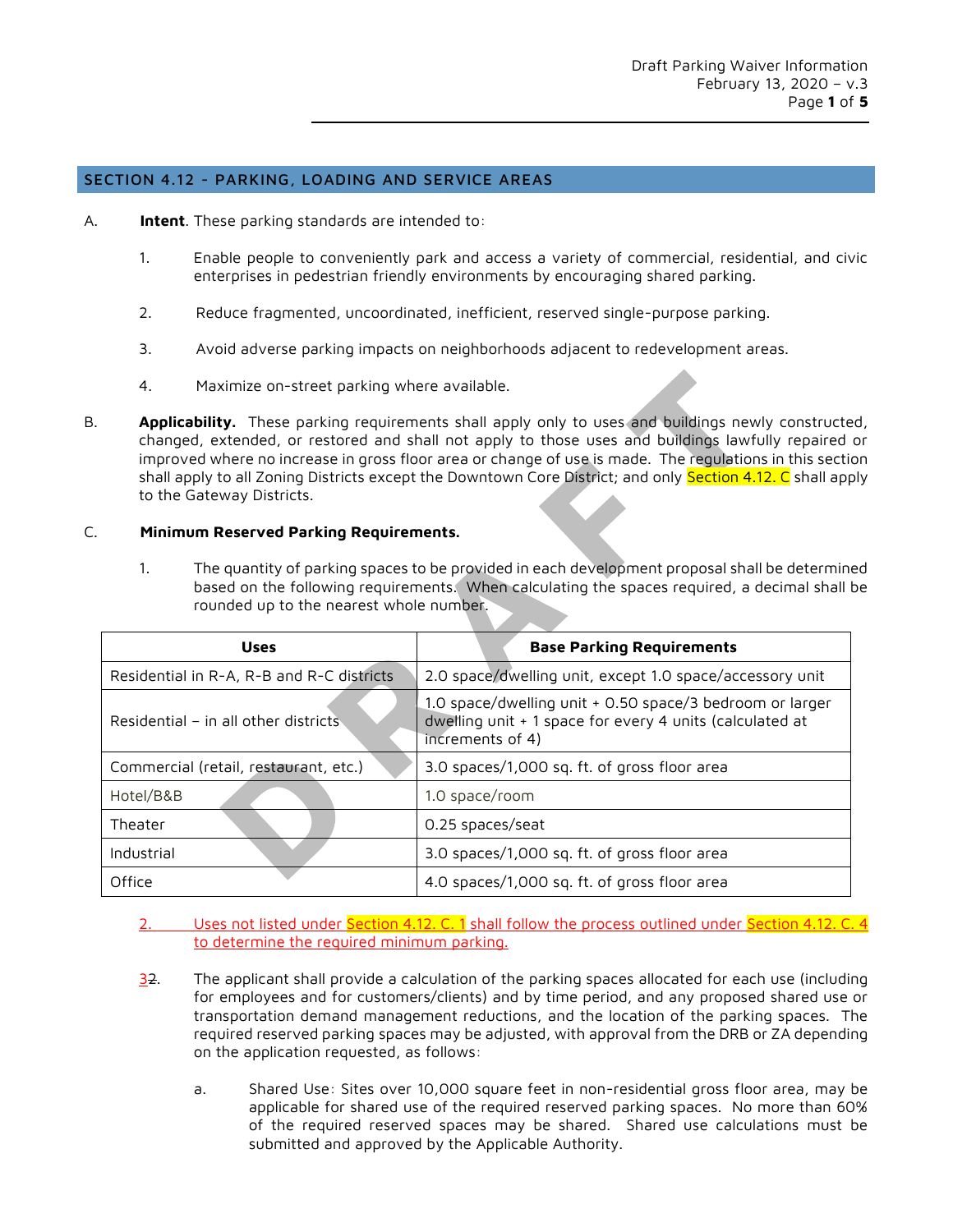## SECTION 4.12 - PARKING, LOADING AND SERVICE AREAS

A. **Intent**. These parking standards are intended to:

1. Enable people to conveniently park and access a variety of commercial, residential, and civic enterprises in pedestrian friendly environments by encouraging shared parking.

2. Reduce fragmented, uncoordinated, inefficient, reserved single-purpose parking.

3. Avoid adverse parking impacts on neighborhoods adjacent to redevelopment areas.

4. Maximize on-street parking where available.

B. **Applicability.** These parking requirements shall apply only to uses and buildings newly constructed, changed, extended, or restored and shall not apply to those uses and buildings lawfully repaired or improved where no increase in gross floor area or change of use is made. The regulations in this section shall apply to all Zoning Districts except the Downtown Core District; and only Section 4.12. C shall apply to the Gateway Districts.

C. **Minimum Reserved Parking Requirements.**

1. The quantity of parking spaces to be provided in each development proposal shall be determined based on the following requirements. When calculating the spaces required, a decimal shall be rounded up to the nearest whole number.

| Uses | Base Parking Requirements |
|---|---|
| Residential in R-A, R-B and R-C districts | 2.0 space/dwelling unit, except 1.0 space/accessory unit |
| Residential – in all other districts | 1.0 space/dwelling unit + 0.50 space/3 bedroom or larger dwelling unit + 1 space for every 4 units (calculated at increments of 4) |
| Commercial (retail, restaurant, etc.) | 3.0 spaces/1,000 sq. ft. of gross floor area |
| Hotel/B&B | 1.0 space/room |
| Theater | 0.25 spaces/seat |
| Industrial | 3.0 spaces/1,000 sq. ft. of gross floor area |
| Office | 4.0 spaces/1,000 sq. ft. of gross floor area |

2. Uses not listed under Section 4.12. C. 1 shall follow the process outlined under Section 4.12. C. 4 to determine the required minimum parking.

3~~2~~. The applicant shall provide a calculation of the parking spaces allocated for each use (including for employees and for customers/clients) and by time period, and any proposed shared use or transportation demand management reductions, and the location of the parking spaces. The required reserved parking spaces may be adjusted, with approval from the DRB or ZA depending on the application requested, as follows:

   a. Shared Use: Sites over 10,000 square feet in non-residential gross floor area, may be applicable for shared use of the required reserved parking spaces. No more than 60% of the required reserved spaces may be shared. Shared use calculations must be submitted and approved by the Applicable Authority.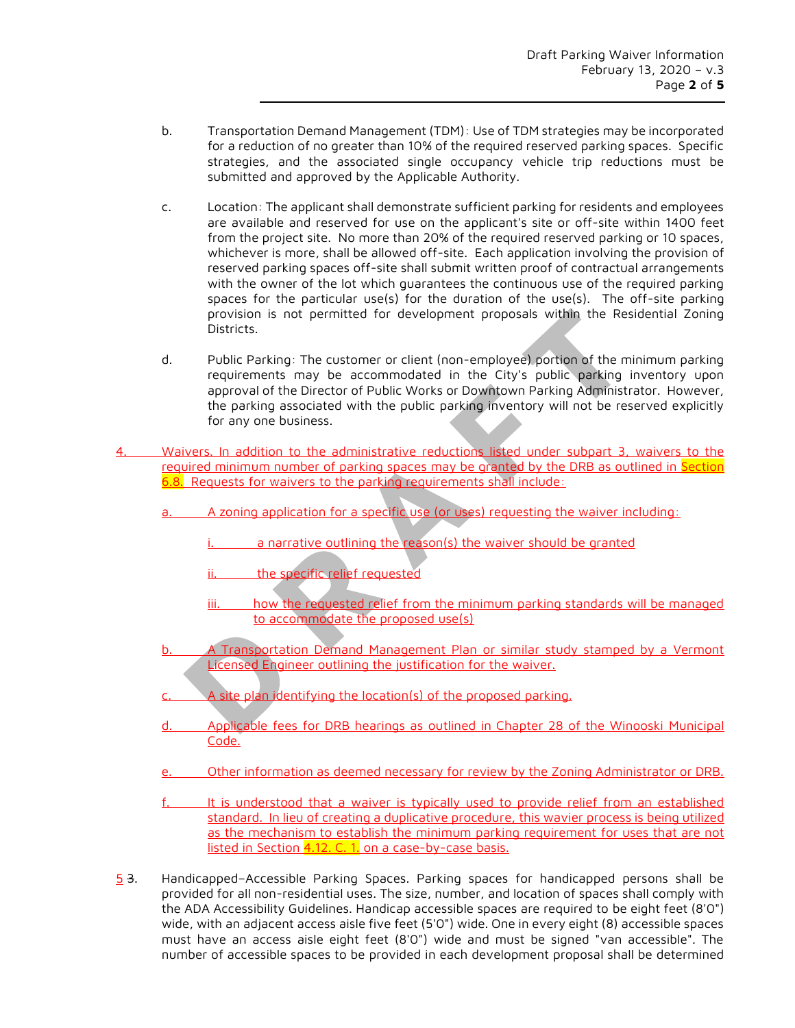b. Transportation Demand Management (TDM): Use of TDM strategies may be incorporated for a reduction of no greater than 10% of the required reserved parking spaces. Specific strategies, and the associated single occupancy vehicle trip reductions must be submitted and approved by the Applicable Authority.

c. Location: The applicant shall demonstrate sufficient parking for residents and employees are available and reserved for use on the applicant's site or off-site within 1400 feet from the project site. No more than 20% of the required reserved parking or 10 spaces, whichever is more, shall be allowed off-site. Each application involving the provision of reserved parking spaces off-site shall submit written proof of contractual arrangements with the owner of the lot which guarantees the continuous use of the required parking spaces for the particular use(s) for the duration of the use(s). The off-site parking provision is not permitted for development proposals within the Residential Zoning Districts.

d. Public Parking: The customer or client (non-employee) portion of the minimum parking requirements may be accommodated in the City's public parking inventory upon approval of the Director of Public Works or Downtown Parking Administrator. However, the parking associated with the public parking inventory will not be reserved explicitly for any one business.

4. Waivers. In addition to the administrative reductions listed under subpart 3, waivers to the required minimum number of parking spaces may be granted by the DRB as outlined in Section 6.8. Requests for waivers to the parking requirements shall include:

a. A zoning application for a specific use (or uses) requesting the waiver including:

i. a narrative outlining the reason(s) the waiver should be granted

ii. the specific relief requested

iii. how the requested relief from the minimum parking standards will be managed to accommodate the proposed use(s)

b. A Transportation Demand Management Plan or similar study stamped by a Vermont Licensed Engineer outlining the justification for the waiver.

c. A site plan identifying the location(s) of the proposed parking.

d. Applicable fees for DRB hearings as outlined in Chapter 28 of the Winooski Municipal Code.

e. Other information as deemed necessary for review by the Zoning Administrator or DRB.

f. It is understood that a waiver is typically used to provide relief from an established standard. In lieu of creating a duplicative procedure, this wavier process is being utilized as the mechanism to establish the minimum parking requirement for uses that are not listed in Section 4.12. C. 1. on a case-by-case basis.

5 ~~3~~. Handicapped–Accessible Parking Spaces. Parking spaces for handicapped persons shall be provided for all non-residential uses. The size, number, and location of spaces shall comply with the ADA Accessibility Guidelines. Handicap accessible spaces are required to be eight feet (8'0") wide, with an adjacent access aisle five feet (5'0") wide. One in every eight (8) accessible spaces must have an access aisle eight feet (8'0") wide and must be signed "van accessible". The number of accessible spaces to be provided in each development proposal shall be determined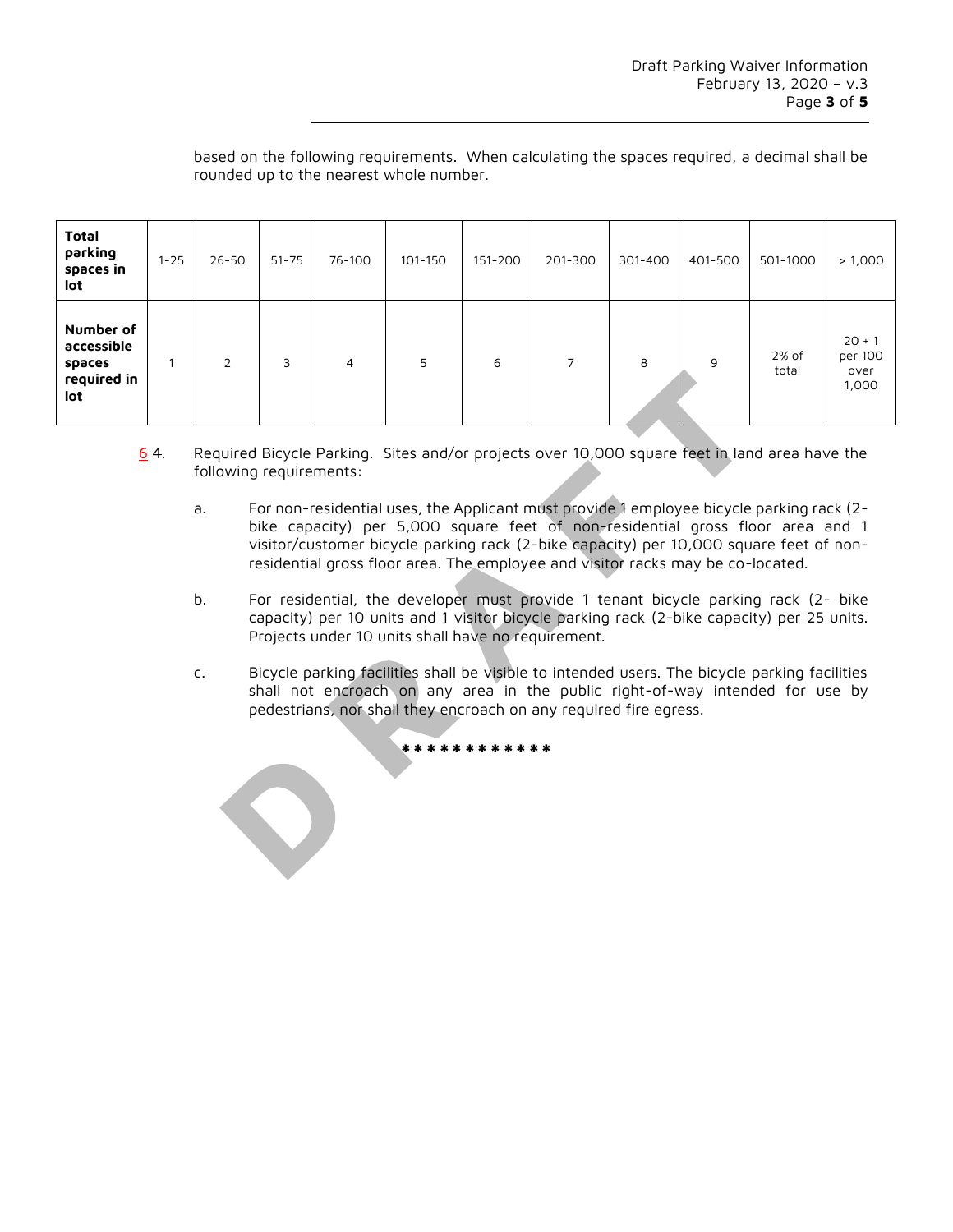based on the following requirements. When calculating the spaces required, a decimal shall be rounded up to the nearest whole number.

| **Total parking spaces in lot** | 1-25 | 26-50 | 51-75 | 76-100 | 101-150 | 151-200 | 201-300 | 301-400 | 401-500 | 501-1000 | > 1,000 |
|---|---|---|---|---|---|---|---|---|---|---|---|
| **Number of accessible spaces required in lot** | 1 | 2 | 3 | 4 | 5 | 6 | 7 | 8 | 9 | 2% of total | 20 + 1 per 100 over 1,000 |

6 4. Required Bicycle Parking. Sites and/or projects over 10,000 square feet in land area have the following requirements:

a. For non-residential uses, the Applicant must provide 1 employee bicycle parking rack (2-bike capacity) per 5,000 square feet of non-residential gross floor area and 1 visitor/customer bicycle parking rack (2-bike capacity) per 10,000 square feet of non-residential gross floor area. The employee and visitor racks may be co-located.

b. For residential, the developer must provide 1 tenant bicycle parking rack (2- bike capacity) per 10 units and 1 visitor bicycle parking rack (2-bike capacity) per 25 units. Projects under 10 units shall have no requirement.

c. Bicycle parking facilities shall be visible to intended users. The bicycle parking facilities shall not encroach on any area in the public right-of-way intended for use by pedestrians, nor shall they encroach on any required fire egress.

************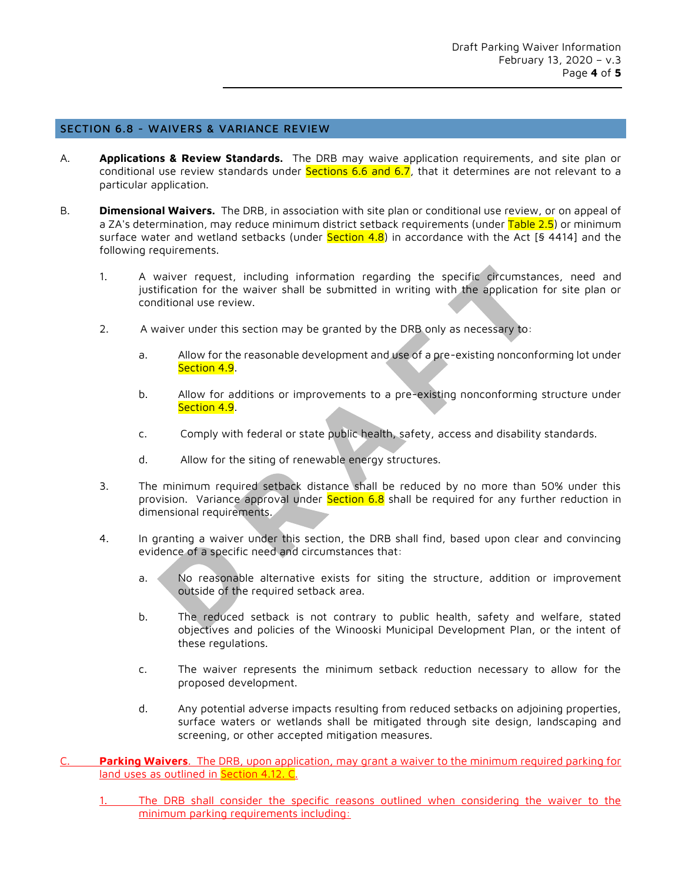## SECTION 6.8 - WAIVERS & VARIANCE REVIEW

A. **Applications & Review Standards.** The DRB may waive application requirements, and site plan or conditional use review standards under Sections 6.6 and 6.7, that it determines are not relevant to a particular application.

B. **Dimensional Waivers.** The DRB, in association with site plan or conditional use review, or on appeal of a ZA's determination, may reduce minimum district setback requirements (under Table 2.5) or minimum surface water and wetland setbacks (under Section 4.8) in accordance with the Act [§ 4414] and the following requirements.

1. A waiver request, including information regarding the specific circumstances, need and justification for the waiver shall be submitted in writing with the application for site plan or conditional use review.

2. A waiver under this section may be granted by the DRB only as necessary to:

   a. Allow for the reasonable development and use of a pre-existing nonconforming lot under Section 4.9.

   b. Allow for additions or improvements to a pre-existing nonconforming structure under Section 4.9.

   c. Comply with federal or state public health, safety, access and disability standards.

   d. Allow for the siting of renewable energy structures.

3. The minimum required setback distance shall be reduced by no more than 50% under this provision. Variance approval under Section 6.8 shall be required for any further reduction in dimensional requirements.

4. In granting a waiver under this section, the DRB shall find, based upon clear and convincing evidence of a specific need and circumstances that:

   a. No reasonable alternative exists for siting the structure, addition or improvement outside of the required setback area.

   b. The reduced setback is not contrary to public health, safety and welfare, stated objectives and policies of the Winooski Municipal Development Plan, or the intent of these regulations.

   c. The waiver represents the minimum setback reduction necessary to allow for the proposed development.

   d. Any potential adverse impacts resulting from reduced setbacks on adjoining properties, surface waters or wetlands shall be mitigated through site design, landscaping and screening, or other accepted mitigation measures.

C. **Parking Waivers**. The DRB, upon application, may grant a waiver to the minimum required parking for land uses as outlined in Section 4.12. C.

1. The DRB shall consider the specific reasons outlined when considering the waiver to the minimum parking requirements including: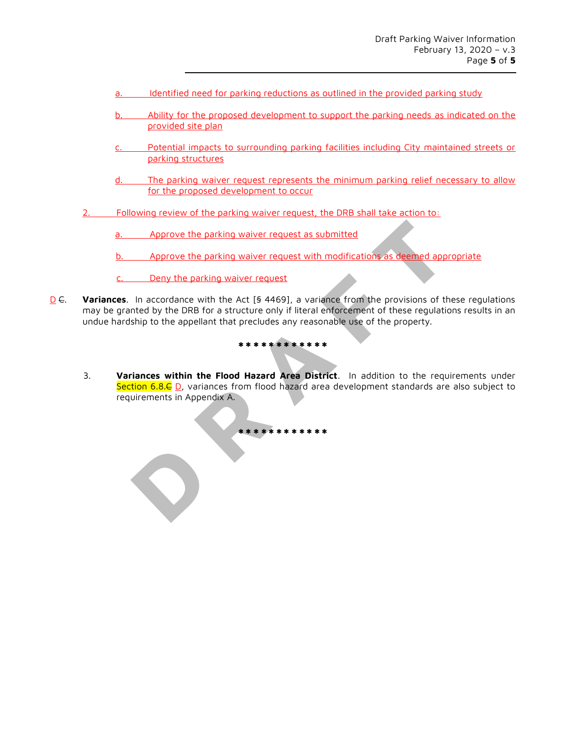a. Identified need for parking reductions as outlined in the provided parking study

b. Ability for the proposed development to support the parking needs as indicated on the provided site plan

c. Potential impacts to surrounding parking facilities including City maintained streets or parking structures

d. The parking waiver request represents the minimum parking relief necessary to allow for the proposed development to occur

2. Following review of the parking waiver request, the DRB shall take action to:

a. Approve the parking waiver request as submitted

b. Approve the parking waiver request with modifications as deemed appropriate

c. Deny the parking waiver request

D ~~C~~. **Variances**. In accordance with the Act [§ 4469], a variance from the provisions of these regulations may be granted by the DRB for a structure only if literal enforcement of these regulations results in an undue hardship to the appellant that precludes any reasonable use of the property.

* * * * * * * * * * * *

3. **Variances within the Flood Hazard Area District**. In addition to the requirements under Section 6.8.~~C~~ D, variances from flood hazard area development standards are also subject to requirements in Appendix A.

* * * * * * * * * * * *